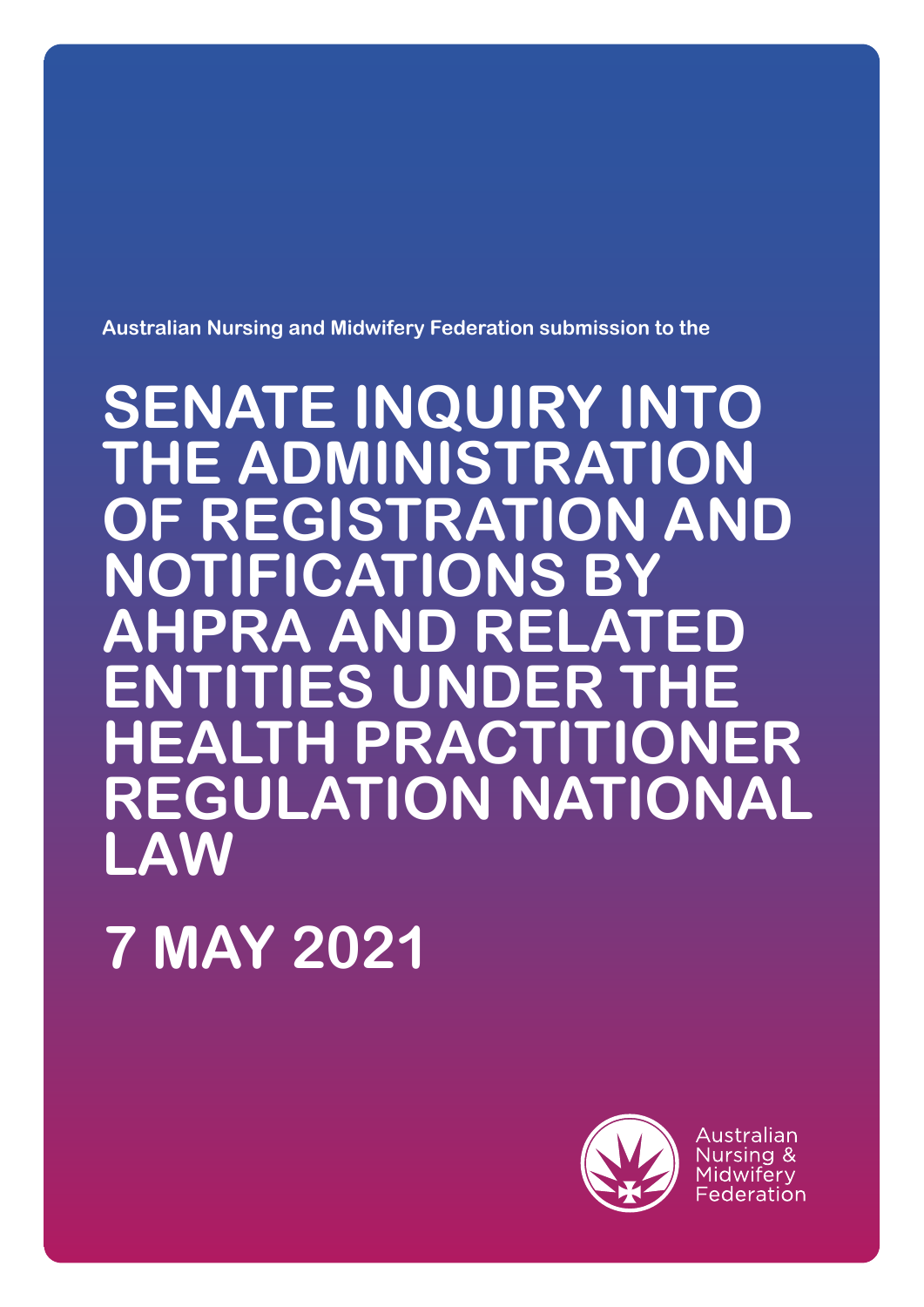Australian Nursing and Midwifery Federation submission to the

# SENATE INQUIRY INTO THE ADMINISTRATION OF REGISTRATION AND NOTIFICATIONS BY AHPRA AND RELATED ENTITIES UNDER THE HEALTH PRACTITIONER REGULATION NATIONAL LAW

# 7 MAY 2021

Australian Nursing & Midwifery Federation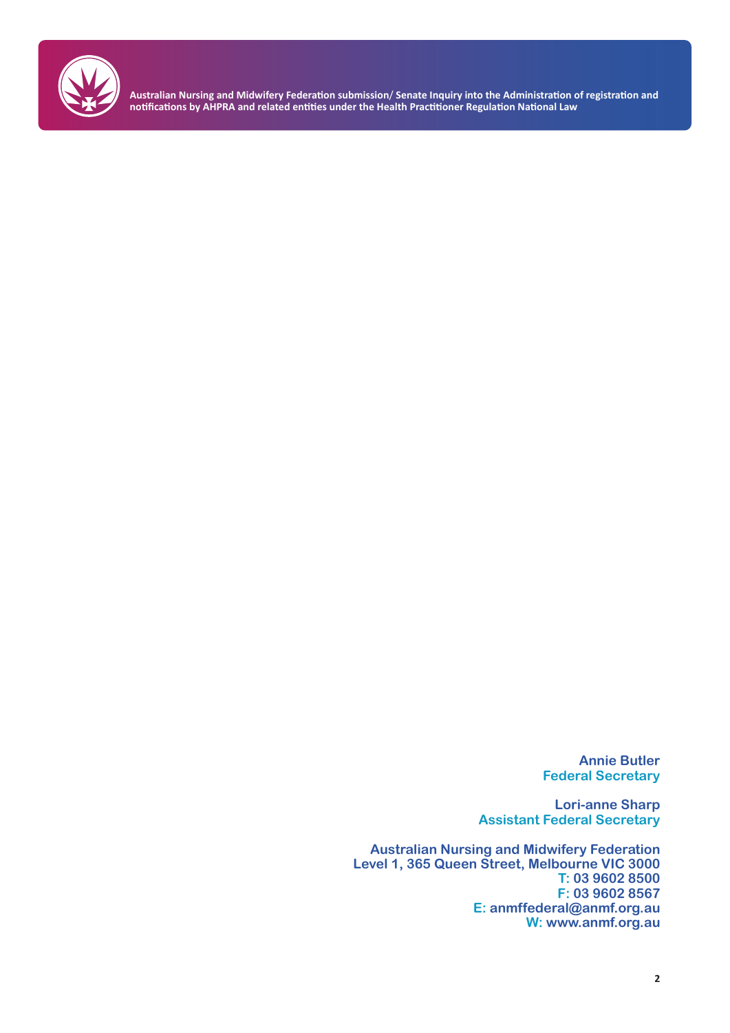**Annie Butler**
**Federal Secretary**

**Lori-anne Sharp**
**Assistant Federal Secretary**

**Australian Nursing and Midwifery Federation**
**Level 1, 365 Queen Street, Melbourne VIC 3000**
**T: 03 9602 8500**
**F: 03 9602 8567**
**E: anmffederal@anmf.org.au**
**W: www.anmf.org.au**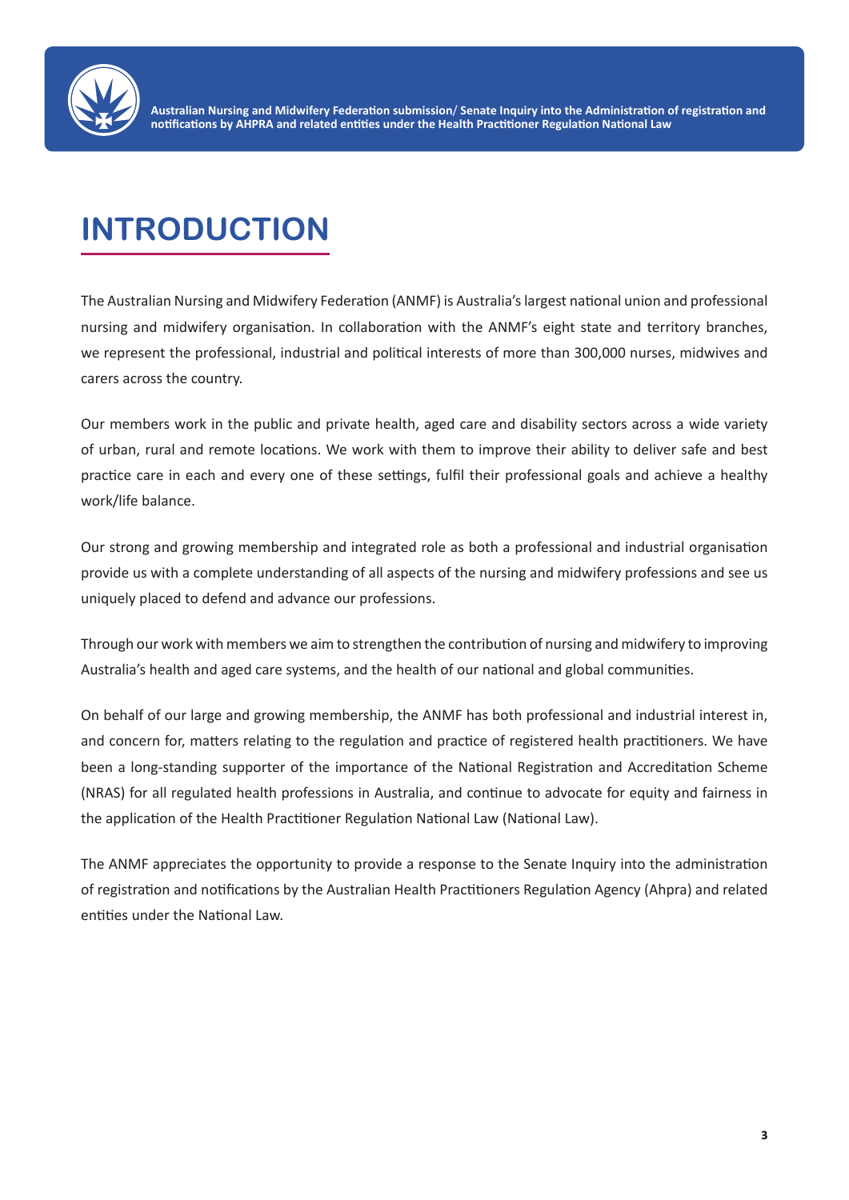# INTRODUCTION

The Australian Nursing and Midwifery Federation (ANMF) is Australia's largest national union and professional nursing and midwifery organisation. In collaboration with the ANMF's eight state and territory branches, we represent the professional, industrial and political interests of more than 300,000 nurses, midwives and carers across the country.

Our members work in the public and private health, aged care and disability sectors across a wide variety of urban, rural and remote locations. We work with them to improve their ability to deliver safe and best practice care in each and every one of these settings, fulfil their professional goals and achieve a healthy work/life balance.

Our strong and growing membership and integrated role as both a professional and industrial organisation provide us with a complete understanding of all aspects of the nursing and midwifery professions and see us uniquely placed to defend and advance our professions.

Through our work with members we aim to strengthen the contribution of nursing and midwifery to improving Australia's health and aged care systems, and the health of our national and global communities.

On behalf of our large and growing membership, the ANMF has both professional and industrial interest in, and concern for, matters relating to the regulation and practice of registered health practitioners. We have been a long-standing supporter of the importance of the National Registration and Accreditation Scheme (NRAS) for all regulated health professions in Australia, and continue to advocate for equity and fairness in the application of the Health Practitioner Regulation National Law (National Law).

The ANMF appreciates the opportunity to provide a response to the Senate Inquiry into the administration of registration and notifications by the Australian Health Practitioners Regulation Agency (Ahpra) and related entities under the National Law.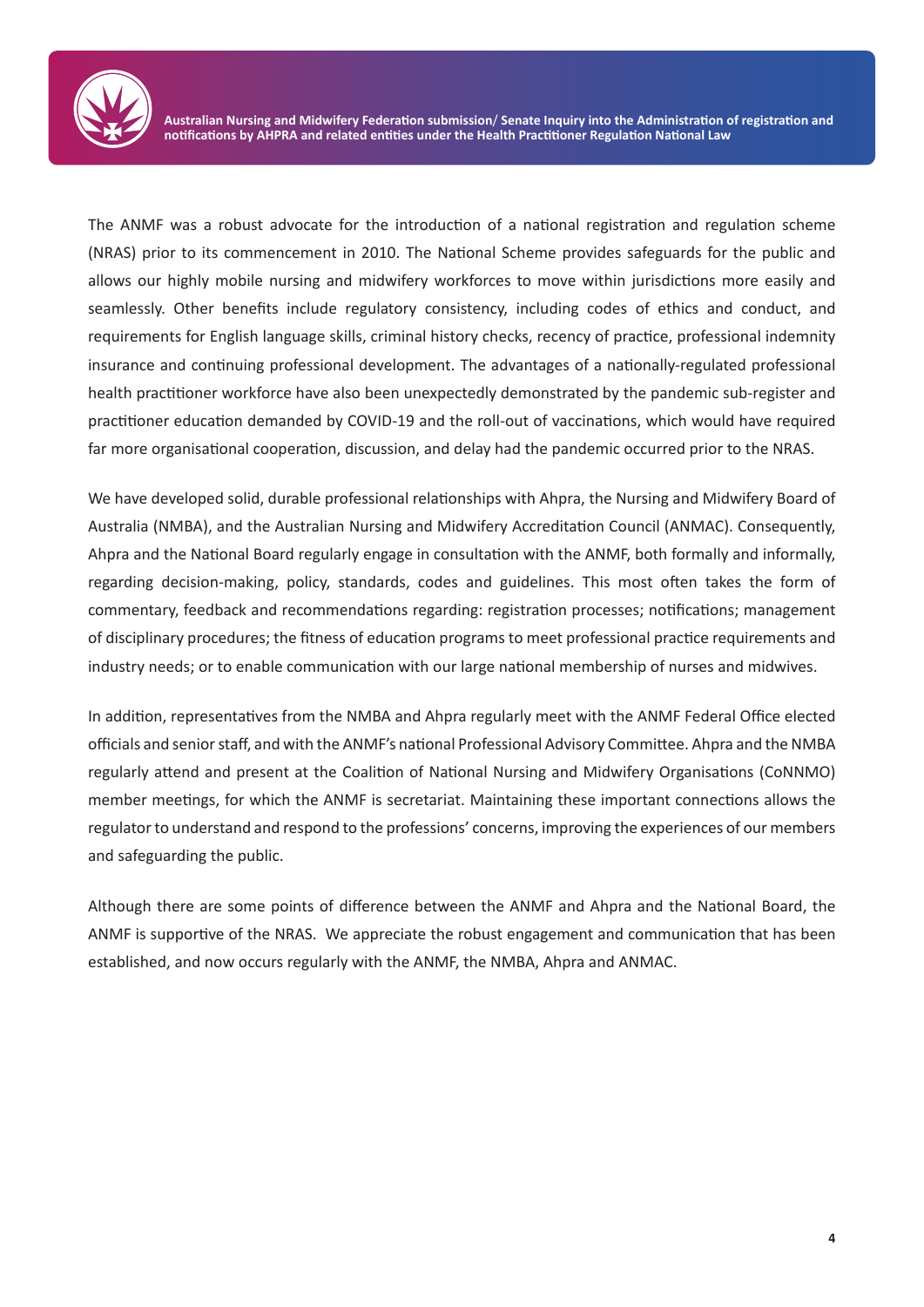The ANMF was a robust advocate for the introduction of a national registration and regulation scheme (NRAS) prior to its commencement in 2010. The National Scheme provides safeguards for the public and allows our highly mobile nursing and midwifery workforces to move within jurisdictions more easily and seamlessly. Other benefits include regulatory consistency, including codes of ethics and conduct, and requirements for English language skills, criminal history checks, recency of practice, professional indemnity insurance and continuing professional development. The advantages of a nationally-regulated professional health practitioner workforce have also been unexpectedly demonstrated by the pandemic sub-register and practitioner education demanded by COVID-19 and the roll-out of vaccinations, which would have required far more organisational cooperation, discussion, and delay had the pandemic occurred prior to the NRAS.

We have developed solid, durable professional relationships with Ahpra, the Nursing and Midwifery Board of Australia (NMBA), and the Australian Nursing and Midwifery Accreditation Council (ANMAC). Consequently, Ahpra and the National Board regularly engage in consultation with the ANMF, both formally and informally, regarding decision-making, policy, standards, codes and guidelines. This most often takes the form of commentary, feedback and recommendations regarding: registration processes; notifications; management of disciplinary procedures; the fitness of education programs to meet professional practice requirements and industry needs; or to enable communication with our large national membership of nurses and midwives.

In addition, representatives from the NMBA and Ahpra regularly meet with the ANMF Federal Office elected officials and senior staff, and with the ANMF's national Professional Advisory Committee. Ahpra and the NMBA regularly attend and present at the Coalition of National Nursing and Midwifery Organisations (CoNNMO) member meetings, for which the ANMF is secretariat. Maintaining these important connections allows the regulator to understand and respond to the professions' concerns, improving the experiences of our members and safeguarding the public.

Although there are some points of difference between the ANMF and Ahpra and the National Board, the ANMF is supportive of the NRAS. We appreciate the robust engagement and communication that has been established, and now occurs regularly with the ANMF, the NMBA, Ahpra and ANMAC.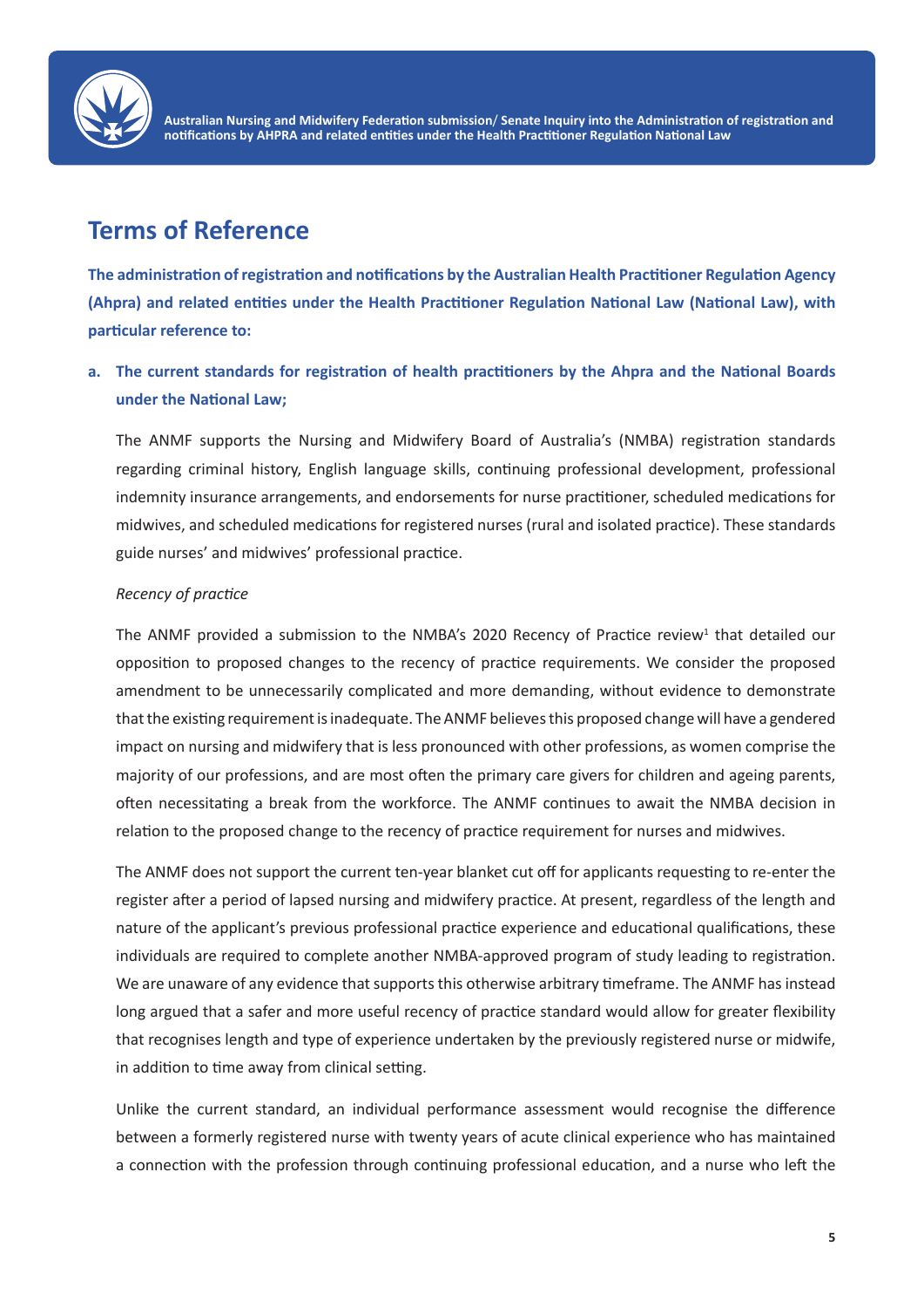## Terms of Reference

**The administration of registration and notifications by the Australian Health Practitioner Regulation Agency (Ahpra) and related entities under the Health Practitioner Regulation National Law (National Law), with particular reference to:**

**a. The current standards for registration of health practitioners by the Ahpra and the National Boards under the National Law;**

The ANMF supports the Nursing and Midwifery Board of Australia's (NMBA) registration standards regarding criminal history, English language skills, continuing professional development, professional indemnity insurance arrangements, and endorsements for nurse practitioner, scheduled medications for midwives, and scheduled medications for registered nurses (rural and isolated practice). These standards guide nurses' and midwives' professional practice.

*Recency of practice*

The ANMF provided a submission to the NMBA's 2020 Recency of Practice review[1] that detailed our opposition to proposed changes to the recency of practice requirements. We consider the proposed amendment to be unnecessarily complicated and more demanding, without evidence to demonstrate that the existing requirement is inadequate. The ANMF believes this proposed change will have a gendered impact on nursing and midwifery that is less pronounced with other professions, as women comprise the majority of our professions, and are most often the primary care givers for children and ageing parents, often necessitating a break from the workforce. The ANMF continues to await the NMBA decision in relation to the proposed change to the recency of practice requirement for nurses and midwives.

The ANMF does not support the current ten-year blanket cut off for applicants requesting to re-enter the register after a period of lapsed nursing and midwifery practice. At present, regardless of the length and nature of the applicant's previous professional practice experience and educational qualifications, these individuals are required to complete another NMBA-approved program of study leading to registration. We are unaware of any evidence that supports this otherwise arbitrary timeframe. The ANMF has instead long argued that a safer and more useful recency of practice standard would allow for greater flexibility that recognises length and type of experience undertaken by the previously registered nurse or midwife, in addition to time away from clinical setting.

Unlike the current standard, an individual performance assessment would recognise the difference between a formerly registered nurse with twenty years of acute clinical experience who has maintained a connection with the profession through continuing professional education, and a nurse who left the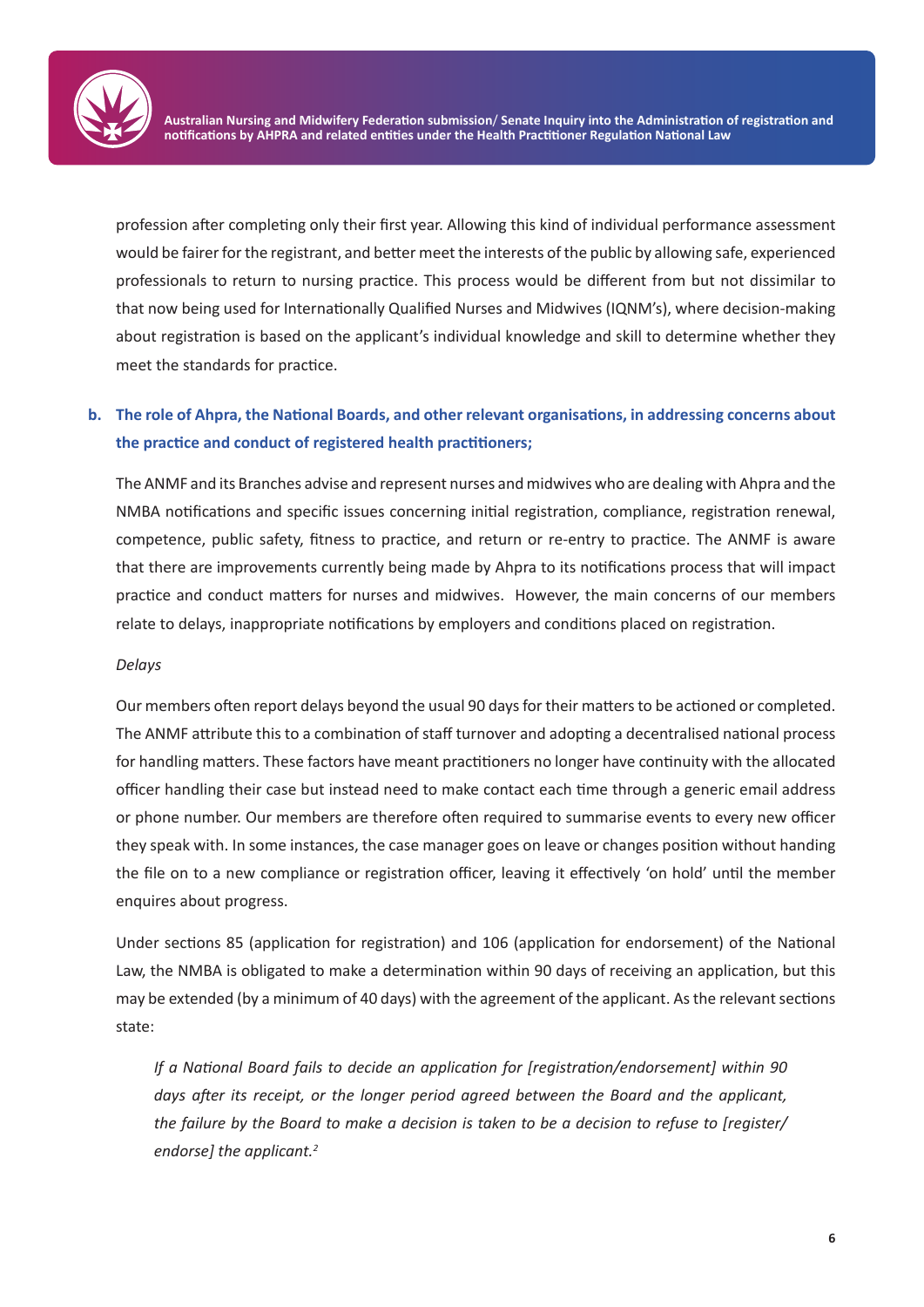profession after completing only their first year. Allowing this kind of individual performance assessment would be fairer for the registrant, and better meet the interests of the public by allowing safe, experienced professionals to return to nursing practice. This process would be different from but not dissimilar to that now being used for Internationally Qualified Nurses and Midwives (IQNM's), where decision-making about registration is based on the applicant's individual knowledge and skill to determine whether they meet the standards for practice.

**b. The role of Ahpra, the National Boards, and other relevant organisations, in addressing concerns about the practice and conduct of registered health practitioners;**

The ANMF and its Branches advise and represent nurses and midwives who are dealing with Ahpra and the NMBA notifications and specific issues concerning initial registration, compliance, registration renewal, competence, public safety, fitness to practice, and return or re-entry to practice. The ANMF is aware that there are improvements currently being made by Ahpra to its notifications process that will impact practice and conduct matters for nurses and midwives. However, the main concerns of our members relate to delays, inappropriate notifications by employers and conditions placed on registration.

*Delays*

Our members often report delays beyond the usual 90 days for their matters to be actioned or completed. The ANMF attribute this to a combination of staff turnover and adopting a decentralised national process for handling matters. These factors have meant practitioners no longer have continuity with the allocated officer handling their case but instead need to make contact each time through a generic email address or phone number. Our members are therefore often required to summarise events to every new officer they speak with. In some instances, the case manager goes on leave or changes position without handing the file on to a new compliance or registration officer, leaving it effectively 'on hold' until the member enquires about progress.

Under sections 85 (application for registration) and 106 (application for endorsement) of the National Law, the NMBA is obligated to make a determination within 90 days of receiving an application, but this may be extended (by a minimum of 40 days) with the agreement of the applicant. As the relevant sections state:

> *If a National Board fails to decide an application for [registration/endorsement] within 90 days after its receipt, or the longer period agreed between the Board and the applicant, the failure by the Board to make a decision is taken to be a decision to refuse to [register/ endorse] the applicant.*[2]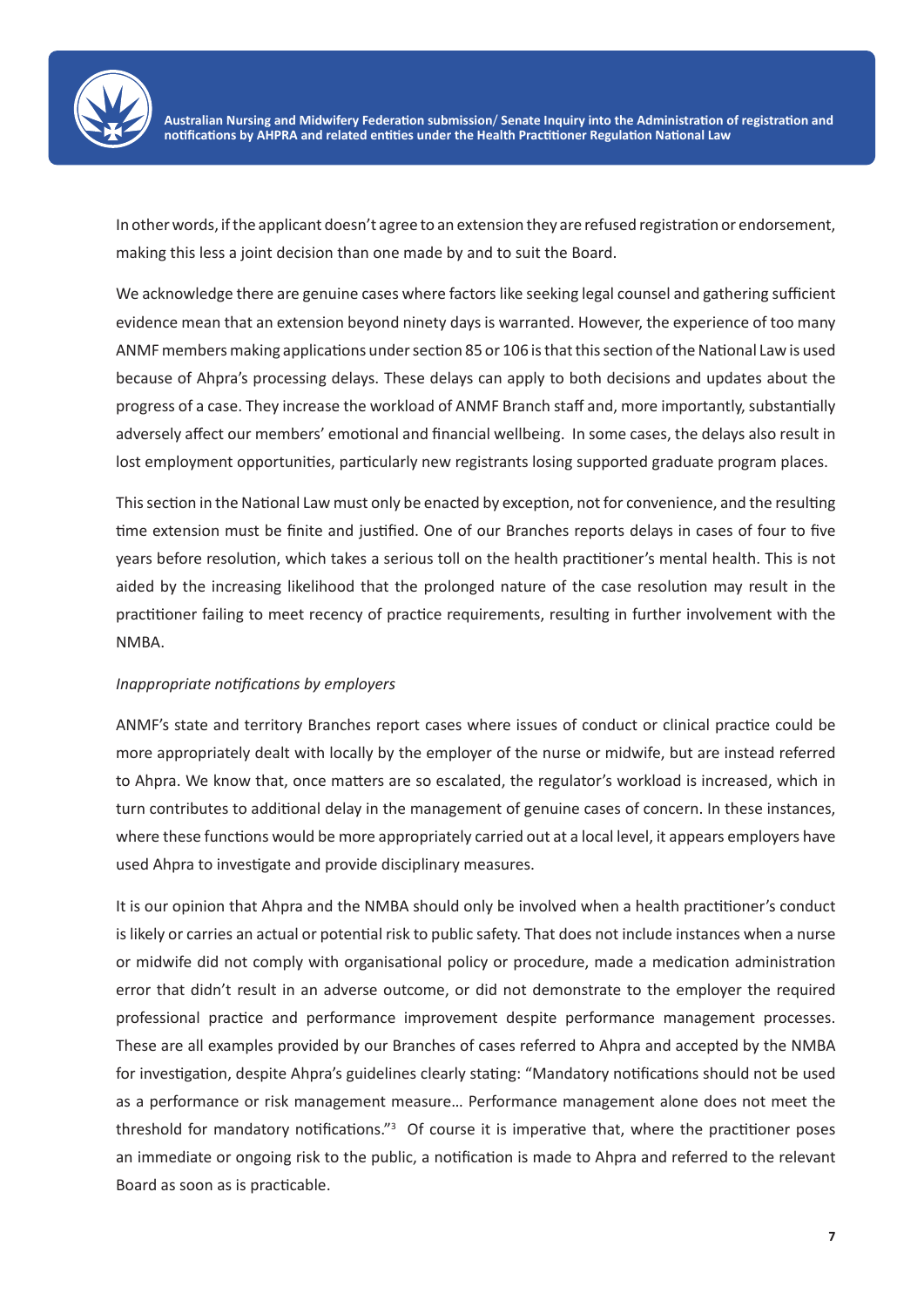In other words, if the applicant doesn't agree to an extension they are refused registration or endorsement, making this less a joint decision than one made by and to suit the Board.

We acknowledge there are genuine cases where factors like seeking legal counsel and gathering sufficient evidence mean that an extension beyond ninety days is warranted. However, the experience of too many ANMF members making applications under section 85 or 106 is that this section of the National Law is used because of Ahpra's processing delays. These delays can apply to both decisions and updates about the progress of a case. They increase the workload of ANMF Branch staff and, more importantly, substantially adversely affect our members' emotional and financial wellbeing. In some cases, the delays also result in lost employment opportunities, particularly new registrants losing supported graduate program places.

This section in the National Law must only be enacted by exception, not for convenience, and the resulting time extension must be finite and justified. One of our Branches reports delays in cases of four to five years before resolution, which takes a serious toll on the health practitioner's mental health. This is not aided by the increasing likelihood that the prolonged nature of the case resolution may result in the practitioner failing to meet recency of practice requirements, resulting in further involvement with the NMBA.

*Inappropriate notifications by employers*

ANMF's state and territory Branches report cases where issues of conduct or clinical practice could be more appropriately dealt with locally by the employer of the nurse or midwife, but are instead referred to Ahpra. We know that, once matters are so escalated, the regulator's workload is increased, which in turn contributes to additional delay in the management of genuine cases of concern. In these instances, where these functions would be more appropriately carried out at a local level, it appears employers have used Ahpra to investigate and provide disciplinary measures.

It is our opinion that Ahpra and the NMBA should only be involved when a health practitioner's conduct is likely or carries an actual or potential risk to public safety. That does not include instances when a nurse or midwife did not comply with organisational policy or procedure, made a medication administration error that didn't result in an adverse outcome, or did not demonstrate to the employer the required professional practice and performance improvement despite performance management processes. These are all examples provided by our Branches of cases referred to Ahpra and accepted by the NMBA for investigation, despite Ahpra's guidelines clearly stating: "Mandatory notifications should not be used as a performance or risk management measure… Performance management alone does not meet the threshold for mandatory notifications."[3] Of course it is imperative that, where the practitioner poses an immediate or ongoing risk to the public, a notification is made to Ahpra and referred to the relevant Board as soon as is practicable.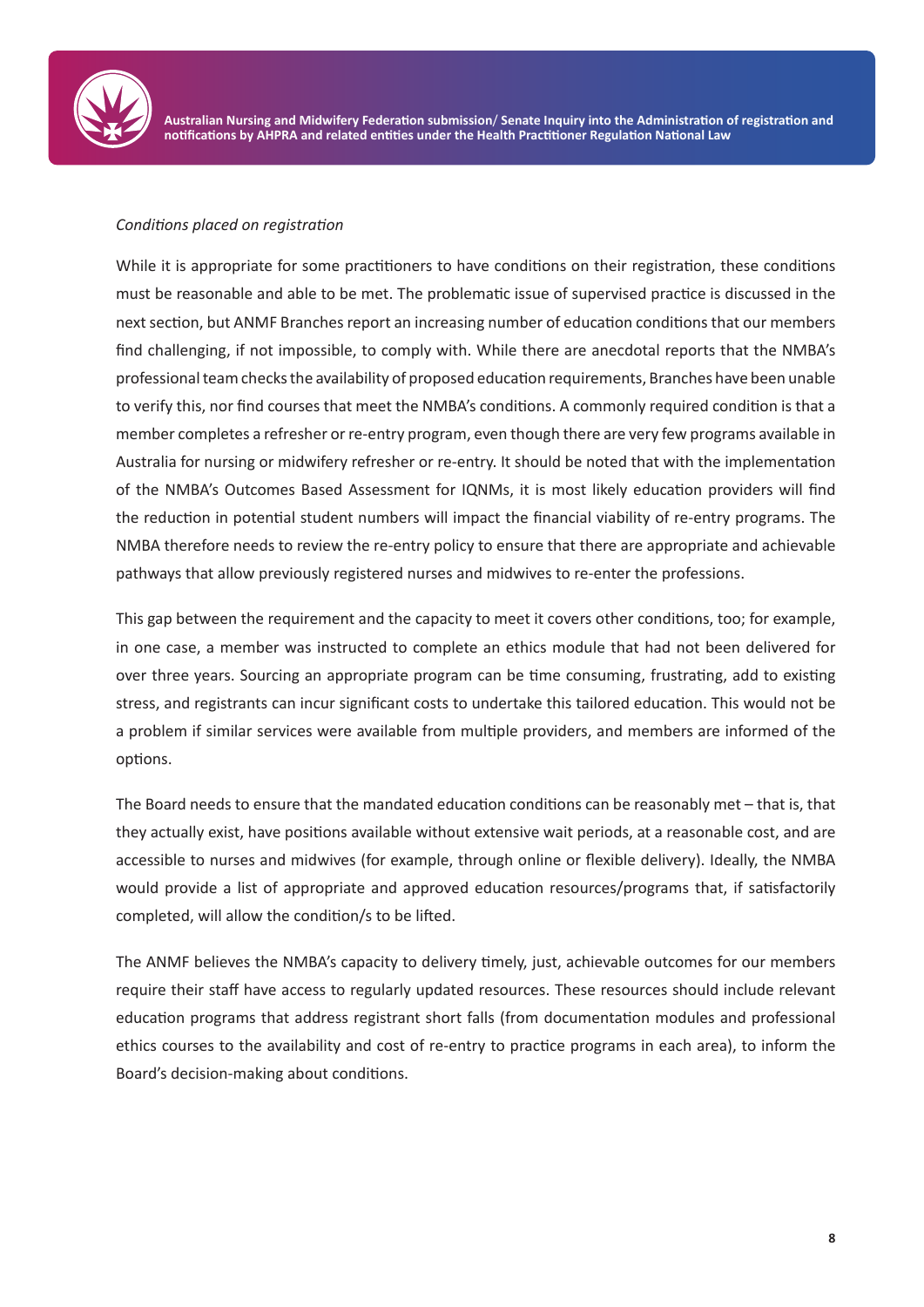*Conditions placed on registration*

While it is appropriate for some practitioners to have conditions on their registration, these conditions must be reasonable and able to be met. The problematic issue of supervised practice is discussed in the next section, but ANMF Branches report an increasing number of education conditions that our members find challenging, if not impossible, to comply with. While there are anecdotal reports that the NMBA's professional team checks the availability of proposed education requirements, Branches have been unable to verify this, nor find courses that meet the NMBA's conditions. A commonly required condition is that a member completes a refresher or re-entry program, even though there are very few programs available in Australia for nursing or midwifery refresher or re-entry. It should be noted that with the implementation of the NMBA's Outcomes Based Assessment for IQNMs, it is most likely education providers will find the reduction in potential student numbers will impact the financial viability of re-entry programs. The NMBA therefore needs to review the re-entry policy to ensure that there are appropriate and achievable pathways that allow previously registered nurses and midwives to re-enter the professions.

This gap between the requirement and the capacity to meet it covers other conditions, too; for example, in one case, a member was instructed to complete an ethics module that had not been delivered for over three years. Sourcing an appropriate program can be time consuming, frustrating, add to existing stress, and registrants can incur significant costs to undertake this tailored education. This would not be a problem if similar services were available from multiple providers, and members are informed of the options.

The Board needs to ensure that the mandated education conditions can be reasonably met – that is, that they actually exist, have positions available without extensive wait periods, at a reasonable cost, and are accessible to nurses and midwives (for example, through online or flexible delivery). Ideally, the NMBA would provide a list of appropriate and approved education resources/programs that, if satisfactorily completed, will allow the condition/s to be lifted.

The ANMF believes the NMBA's capacity to delivery timely, just, achievable outcomes for our members require their staff have access to regularly updated resources. These resources should include relevant education programs that address registrant short falls (from documentation modules and professional ethics courses to the availability and cost of re-entry to practice programs in each area), to inform the Board's decision-making about conditions.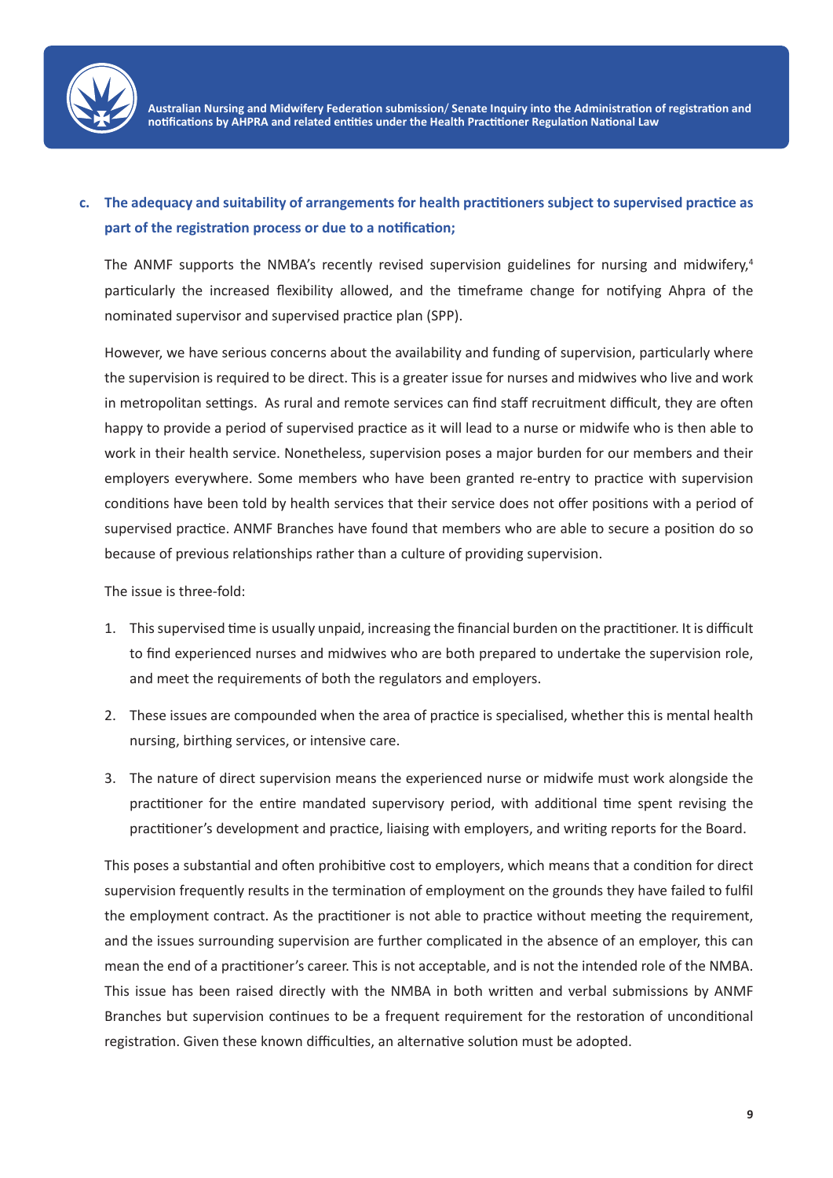c. **The adequacy and suitability of arrangements for health practitioners subject to supervised practice as part of the registration process or due to a notification;**

The ANMF supports the NMBA's recently revised supervision guidelines for nursing and midwifery,[4] particularly the increased flexibility allowed, and the timeframe change for notifying Ahpra of the nominated supervisor and supervised practice plan (SPP).

However, we have serious concerns about the availability and funding of supervision, particularly where the supervision is required to be direct. This is a greater issue for nurses and midwives who live and work in metropolitan settings. As rural and remote services can find staff recruitment difficult, they are often happy to provide a period of supervised practice as it will lead to a nurse or midwife who is then able to work in their health service. Nonetheless, supervision poses a major burden for our members and their employers everywhere. Some members who have been granted re-entry to practice with supervision conditions have been told by health services that their service does not offer positions with a period of supervised practice. ANMF Branches have found that members who are able to secure a position do so because of previous relationships rather than a culture of providing supervision.

The issue is three-fold:

1. This supervised time is usually unpaid, increasing the financial burden on the practitioner. It is difficult to find experienced nurses and midwives who are both prepared to undertake the supervision role, and meet the requirements of both the regulators and employers.
2. These issues are compounded when the area of practice is specialised, whether this is mental health nursing, birthing services, or intensive care.
3. The nature of direct supervision means the experienced nurse or midwife must work alongside the practitioner for the entire mandated supervisory period, with additional time spent revising the practitioner's development and practice, liaising with employers, and writing reports for the Board.

This poses a substantial and often prohibitive cost to employers, which means that a condition for direct supervision frequently results in the termination of employment on the grounds they have failed to fulfil the employment contract. As the practitioner is not able to practice without meeting the requirement, and the issues surrounding supervision are further complicated in the absence of an employer, this can mean the end of a practitioner's career. This is not acceptable, and is not the intended role of the NMBA. This issue has been raised directly with the NMBA in both written and verbal submissions by ANMF Branches but supervision continues to be a frequent requirement for the restoration of unconditional registration. Given these known difficulties, an alternative solution must be adopted.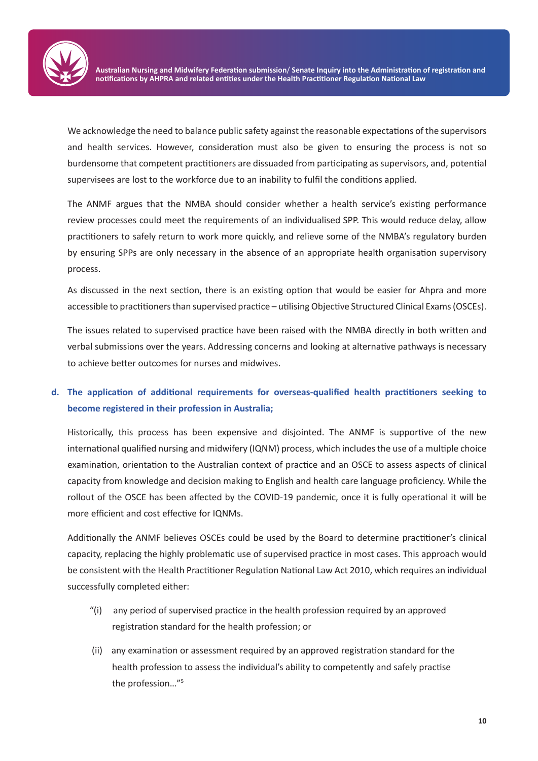We acknowledge the need to balance public safety against the reasonable expectations of the supervisors and health services. However, consideration must also be given to ensuring the process is not so burdensome that competent practitioners are dissuaded from participating as supervisors, and, potential supervisees are lost to the workforce due to an inability to fulfil the conditions applied.

The ANMF argues that the NMBA should consider whether a health service's existing performance review processes could meet the requirements of an individualised SPP. This would reduce delay, allow practitioners to safely return to work more quickly, and relieve some of the NMBA's regulatory burden by ensuring SPPs are only necessary in the absence of an appropriate health organisation supervisory process.

As discussed in the next section, there is an existing option that would be easier for Ahpra and more accessible to practitioners than supervised practice – utilising Objective Structured Clinical Exams (OSCEs).

The issues related to supervised practice have been raised with the NMBA directly in both written and verbal submissions over the years. Addressing concerns and looking at alternative pathways is necessary to achieve better outcomes for nurses and midwives.

**d. The application of additional requirements for overseas-qualified health practitioners seeking to become registered in their profession in Australia;**

Historically, this process has been expensive and disjointed. The ANMF is supportive of the new international qualified nursing and midwifery (IQNM) process, which includes the use of a multiple choice examination, orientation to the Australian context of practice and an OSCE to assess aspects of clinical capacity from knowledge and decision making to English and health care language proficiency. While the rollout of the OSCE has been affected by the COVID-19 pandemic, once it is fully operational it will be more efficient and cost effective for IQNMs.

Additionally the ANMF believes OSCEs could be used by the Board to determine practitioner's clinical capacity, replacing the highly problematic use of supervised practice in most cases. This approach would be consistent with the Health Practitioner Regulation National Law Act 2010, which requires an individual successfully completed either:

"(i) any period of supervised practice in the health profession required by an approved registration standard for the health profession; or

(ii) any examination or assessment required by an approved registration standard for the health profession to assess the individual's ability to competently and safely practise the profession…"[5]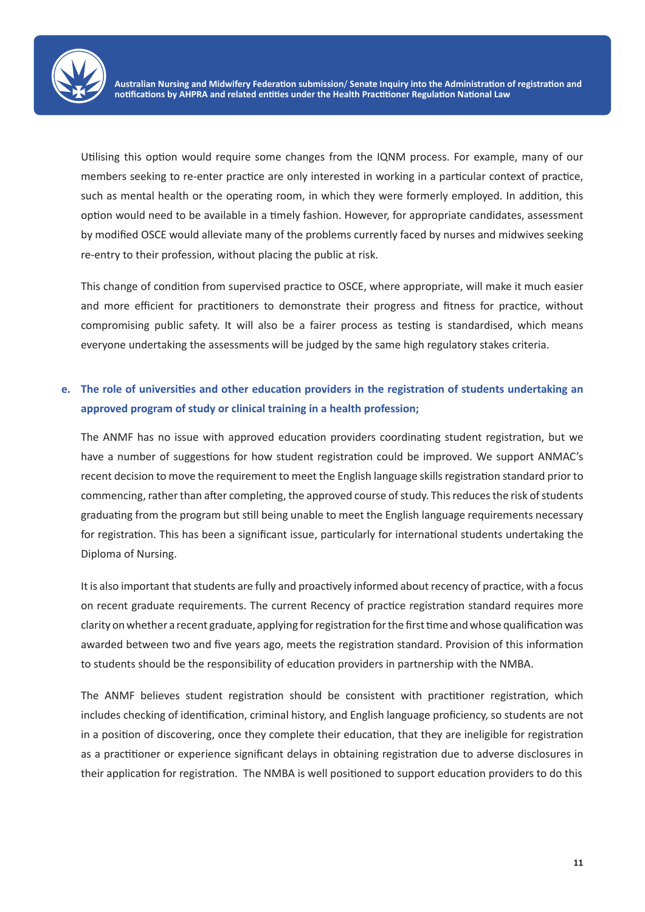Utilising this option would require some changes from the IQNM process. For example, many of our members seeking to re-enter practice are only interested in working in a particular context of practice, such as mental health or the operating room, in which they were formerly employed. In addition, this option would need to be available in a timely fashion. However, for appropriate candidates, assessment by modified OSCE would alleviate many of the problems currently faced by nurses and midwives seeking re-entry to their profession, without placing the public at risk.

This change of condition from supervised practice to OSCE, where appropriate, will make it much easier and more efficient for practitioners to demonstrate their progress and fitness for practice, without compromising public safety. It will also be a fairer process as testing is standardised, which means everyone undertaking the assessments will be judged by the same high regulatory stakes criteria.

**e. The role of universities and other education providers in the registration of students undertaking an approved program of study or clinical training in a health profession;**

The ANMF has no issue with approved education providers coordinating student registration, but we have a number of suggestions for how student registration could be improved. We support ANMAC's recent decision to move the requirement to meet the English language skills registration standard prior to commencing, rather than after completing, the approved course of study. This reduces the risk of students graduating from the program but still being unable to meet the English language requirements necessary for registration. This has been a significant issue, particularly for international students undertaking the Diploma of Nursing.

It is also important that students are fully and proactively informed about recency of practice, with a focus on recent graduate requirements. The current Recency of practice registration standard requires more clarity on whether a recent graduate, applying for registration for the first time and whose qualification was awarded between two and five years ago, meets the registration standard. Provision of this information to students should be the responsibility of education providers in partnership with the NMBA.

The ANMF believes student registration should be consistent with practitioner registration, which includes checking of identification, criminal history, and English language proficiency, so students are not in a position of discovering, once they complete their education, that they are ineligible for registration as a practitioner or experience significant delays in obtaining registration due to adverse disclosures in their application for registration. The NMBA is well positioned to support education providers to do this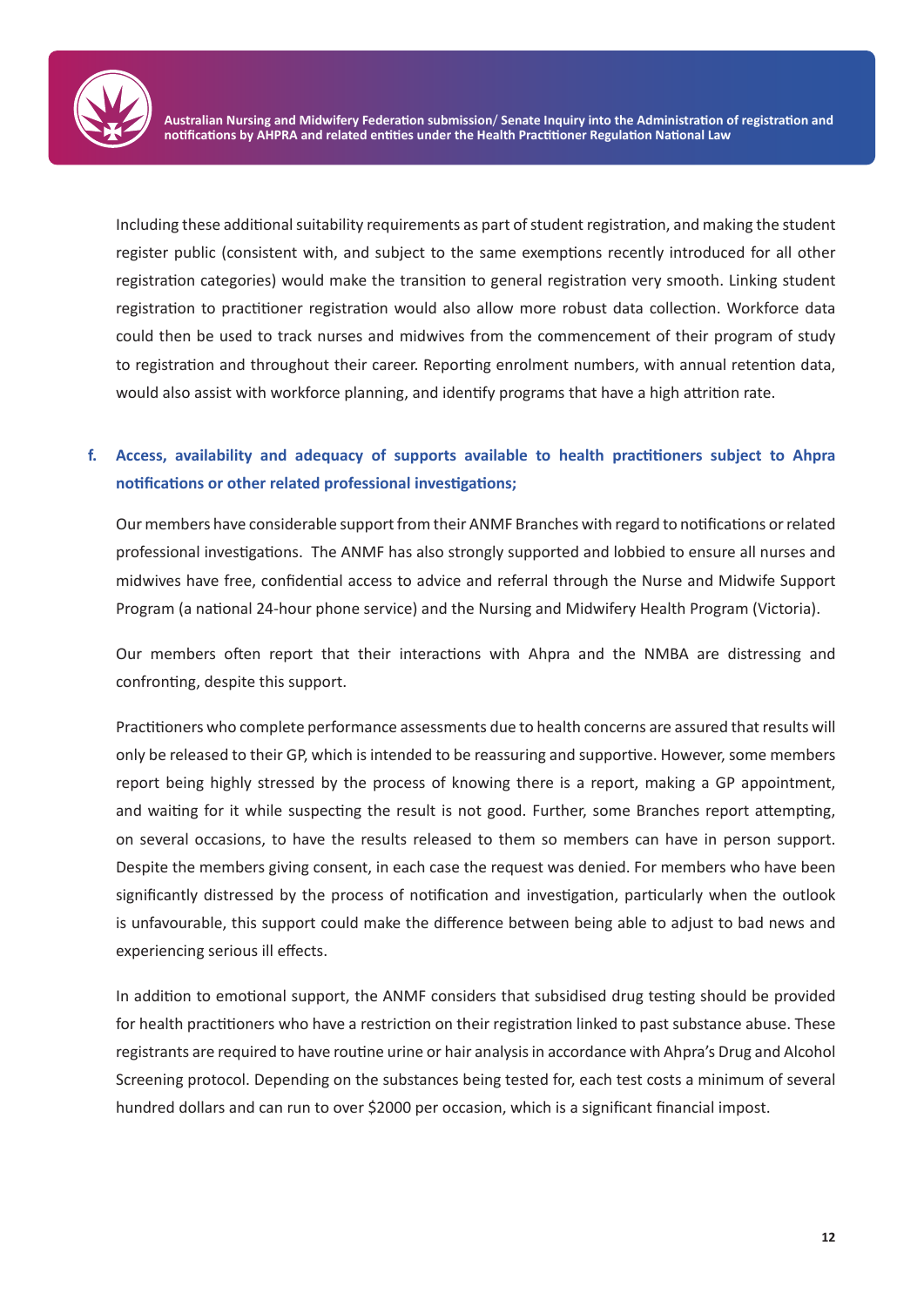Including these additional suitability requirements as part of student registration, and making the student register public (consistent with, and subject to the same exemptions recently introduced for all other registration categories) would make the transition to general registration very smooth. Linking student registration to practitioner registration would also allow more robust data collection. Workforce data could then be used to track nurses and midwives from the commencement of their program of study to registration and throughout their career. Reporting enrolment numbers, with annual retention data, would also assist with workforce planning, and identify programs that have a high attrition rate.

**f. Access, availability and adequacy of supports available to health practitioners subject to Ahpra notifications or other related professional investigations;**

Our members have considerable support from their ANMF Branches with regard to notifications or related professional investigations. The ANMF has also strongly supported and lobbied to ensure all nurses and midwives have free, confidential access to advice and referral through the Nurse and Midwife Support Program (a national 24-hour phone service) and the Nursing and Midwifery Health Program (Victoria).

Our members often report that their interactions with Ahpra and the NMBA are distressing and confronting, despite this support.

Practitioners who complete performance assessments due to health concerns are assured that results will only be released to their GP, which is intended to be reassuring and supportive. However, some members report being highly stressed by the process of knowing there is a report, making a GP appointment, and waiting for it while suspecting the result is not good. Further, some Branches report attempting, on several occasions, to have the results released to them so members can have in person support. Despite the members giving consent, in each case the request was denied. For members who have been significantly distressed by the process of notification and investigation, particularly when the outlook is unfavourable, this support could make the difference between being able to adjust to bad news and experiencing serious ill effects.

In addition to emotional support, the ANMF considers that subsidised drug testing should be provided for health practitioners who have a restriction on their registration linked to past substance abuse. These registrants are required to have routine urine or hair analysis in accordance with Ahpra's Drug and Alcohol Screening protocol. Depending on the substances being tested for, each test costs a minimum of several hundred dollars and can run to over $2000 per occasion, which is a significant financial impost.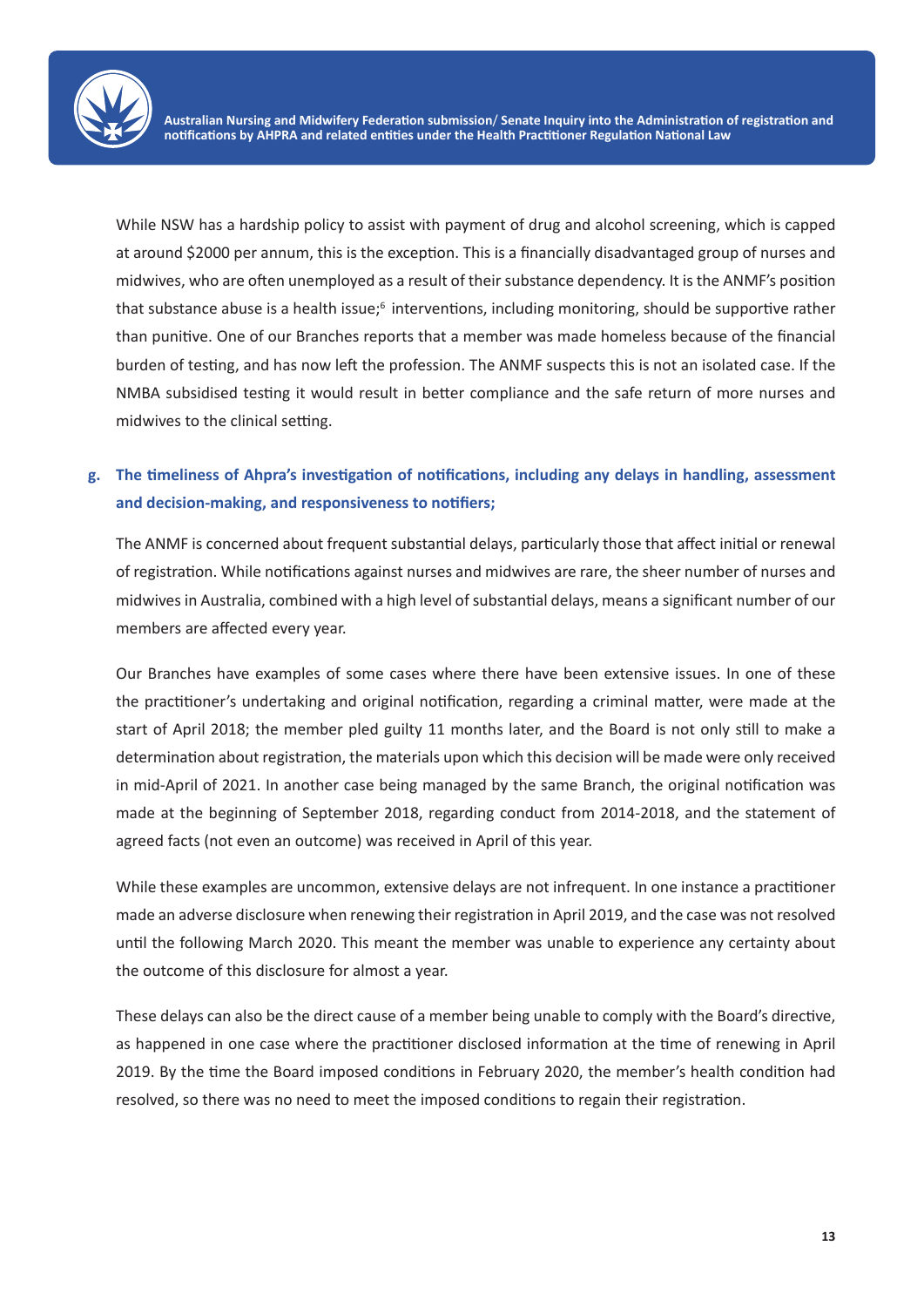While NSW has a hardship policy to assist with payment of drug and alcohol screening, which is capped at around $2000 per annum, this is the exception. This is a financially disadvantaged group of nurses and midwives, who are often unemployed as a result of their substance dependency. It is the ANMF's position that substance abuse is a health issue;[6] interventions, including monitoring, should be supportive rather than punitive. One of our Branches reports that a member was made homeless because of the financial burden of testing, and has now left the profession. The ANMF suspects this is not an isolated case. If the NMBA subsidised testing it would result in better compliance and the safe return of more nurses and midwives to the clinical setting.

**g. The timeliness of Ahpra's investigation of notifications, including any delays in handling, assessment and decision-making, and responsiveness to notifiers;**

The ANMF is concerned about frequent substantial delays, particularly those that affect initial or renewal of registration. While notifications against nurses and midwives are rare, the sheer number of nurses and midwives in Australia, combined with a high level of substantial delays, means a significant number of our members are affected every year.

Our Branches have examples of some cases where there have been extensive issues. In one of these the practitioner's undertaking and original notification, regarding a criminal matter, were made at the start of April 2018; the member pled guilty 11 months later, and the Board is not only still to make a determination about registration, the materials upon which this decision will be made were only received in mid-April of 2021. In another case being managed by the same Branch, the original notification was made at the beginning of September 2018, regarding conduct from 2014-2018, and the statement of agreed facts (not even an outcome) was received in April of this year.

While these examples are uncommon, extensive delays are not infrequent. In one instance a practitioner made an adverse disclosure when renewing their registration in April 2019, and the case was not resolved until the following March 2020. This meant the member was unable to experience any certainty about the outcome of this disclosure for almost a year.

These delays can also be the direct cause of a member being unable to comply with the Board's directive, as happened in one case where the practitioner disclosed information at the time of renewing in April 2019. By the time the Board imposed conditions in February 2020, the member's health condition had resolved, so there was no need to meet the imposed conditions to regain their registration.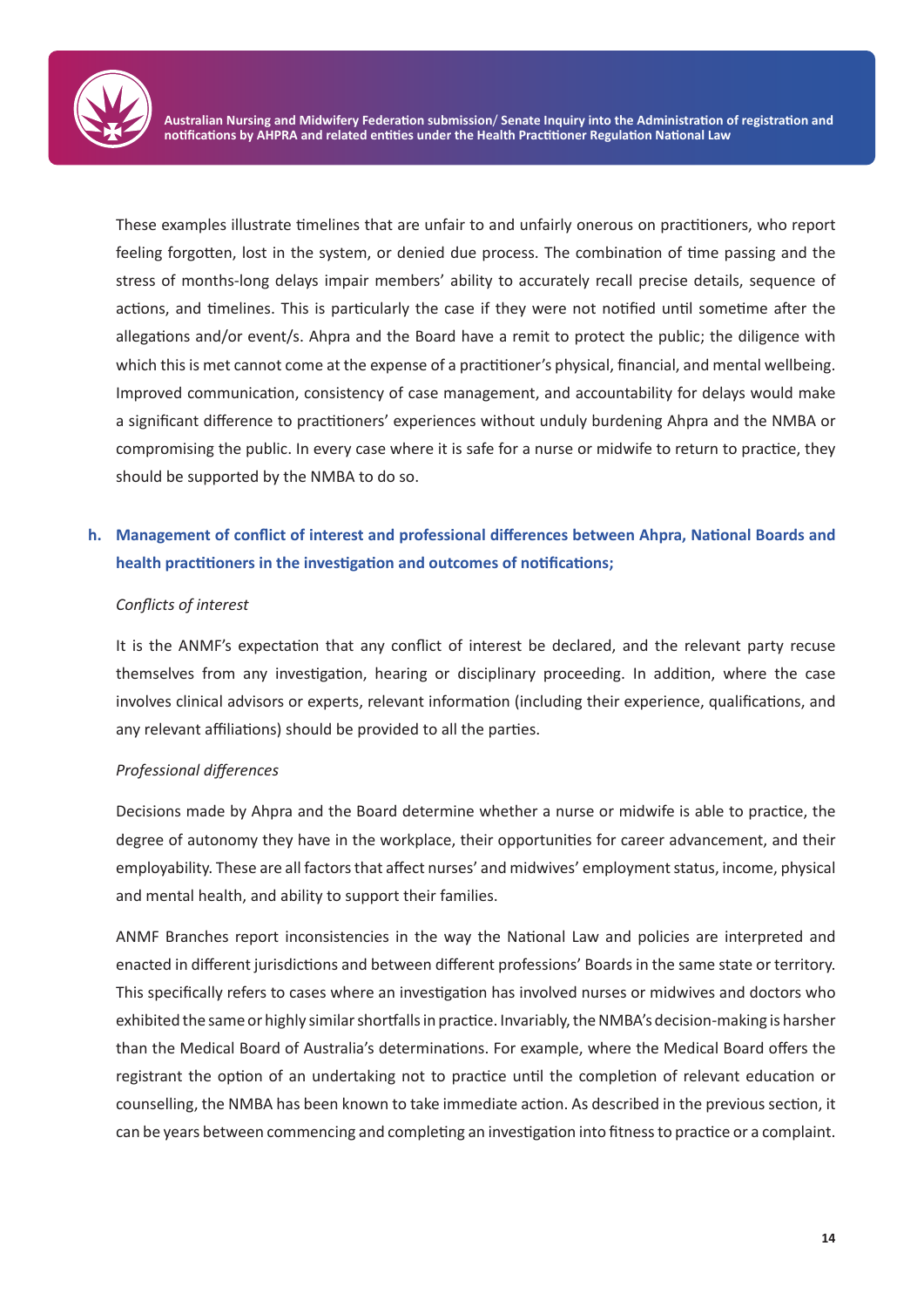These examples illustrate timelines that are unfair to and unfairly onerous on practitioners, who report feeling forgotten, lost in the system, or denied due process. The combination of time passing and the stress of months-long delays impair members' ability to accurately recall precise details, sequence of actions, and timelines. This is particularly the case if they were not notified until sometime after the allegations and/or event/s. Ahpra and the Board have a remit to protect the public; the diligence with which this is met cannot come at the expense of a practitioner's physical, financial, and mental wellbeing. Improved communication, consistency of case management, and accountability for delays would make a significant difference to practitioners' experiences without unduly burdening Ahpra and the NMBA or compromising the public. In every case where it is safe for a nurse or midwife to return to practice, they should be supported by the NMBA to do so.

### h. Management of conflict of interest and professional differences between Ahpra, National Boards and health practitioners in the investigation and outcomes of notifications;

*Conflicts of interest*

It is the ANMF's expectation that any conflict of interest be declared, and the relevant party recuse themselves from any investigation, hearing or disciplinary proceeding. In addition, where the case involves clinical advisors or experts, relevant information (including their experience, qualifications, and any relevant affiliations) should be provided to all the parties.

*Professional differences*

Decisions made by Ahpra and the Board determine whether a nurse or midwife is able to practice, the degree of autonomy they have in the workplace, their opportunities for career advancement, and their employability. These are all factors that affect nurses' and midwives' employment status, income, physical and mental health, and ability to support their families.

ANMF Branches report inconsistencies in the way the National Law and policies are interpreted and enacted in different jurisdictions and between different professions' Boards in the same state or territory. This specifically refers to cases where an investigation has involved nurses or midwives and doctors who exhibited the same or highly similar shortfalls in practice. Invariably, the NMBA's decision-making is harsher than the Medical Board of Australia's determinations. For example, where the Medical Board offers the registrant the option of an undertaking not to practice until the completion of relevant education or counselling, the NMBA has been known to take immediate action. As described in the previous section, it can be years between commencing and completing an investigation into fitness to practice or a complaint.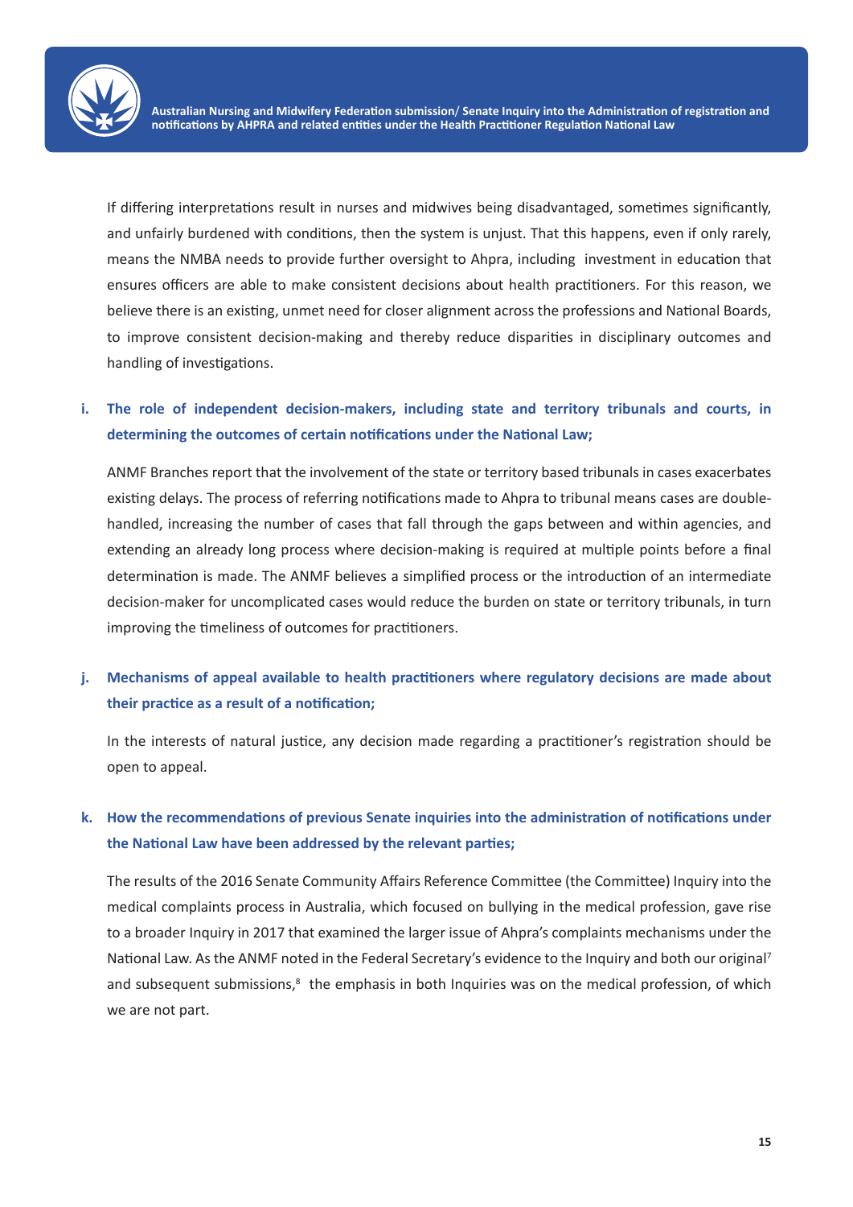If differing interpretations result in nurses and midwives being disadvantaged, sometimes significantly, and unfairly burdened with conditions, then the system is unjust. That this happens, even if only rarely, means the NMBA needs to provide further oversight to Ahpra, including investment in education that ensures officers are able to make consistent decisions about health practitioners. For this reason, we believe there is an existing, unmet need for closer alignment across the professions and National Boards, to improve consistent decision-making and thereby reduce disparities in disciplinary outcomes and handling of investigations.

### i. The role of independent decision-makers, including state and territory tribunals and courts, in determining the outcomes of certain notifications under the National Law;

ANMF Branches report that the involvement of the state or territory based tribunals in cases exacerbates existing delays. The process of referring notifications made to Ahpra to tribunal means cases are double-handled, increasing the number of cases that fall through the gaps between and within agencies, and extending an already long process where decision-making is required at multiple points before a final determination is made. The ANMF believes a simplified process or the introduction of an intermediate decision-maker for uncomplicated cases would reduce the burden on state or territory tribunals, in turn improving the timeliness of outcomes for practitioners.

### j. Mechanisms of appeal available to health practitioners where regulatory decisions are made about their practice as a result of a notification;

In the interests of natural justice, any decision made regarding a practitioner's registration should be open to appeal.

### k. How the recommendations of previous Senate inquiries into the administration of notifications under the National Law have been addressed by the relevant parties;

The results of the 2016 Senate Community Affairs Reference Committee (the Committee) Inquiry into the medical complaints process in Australia, which focused on bullying in the medical profession, gave rise to a broader Inquiry in 2017 that examined the larger issue of Ahpra's complaints mechanisms under the National Law. As the ANMF noted in the Federal Secretary's evidence to the Inquiry and both our original[7] and subsequent submissions,[8] the emphasis in both Inquiries was on the medical profession, of which we are not part.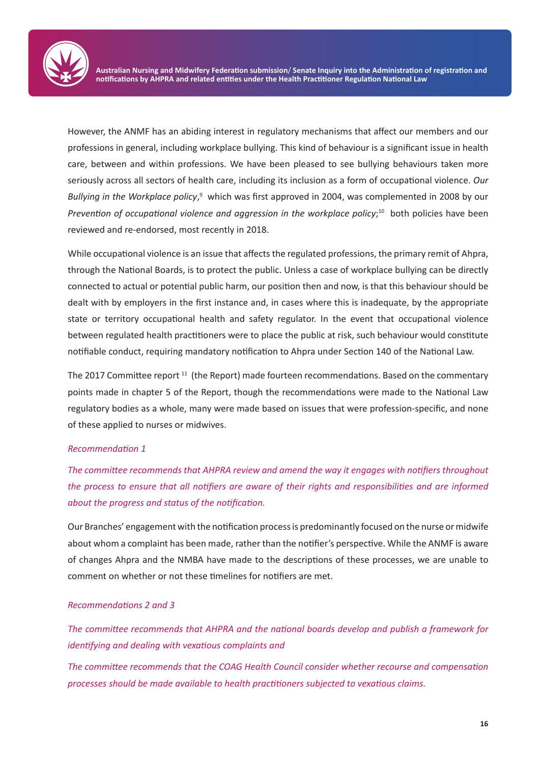However, the ANMF has an abiding interest in regulatory mechanisms that affect our members and our professions in general, including workplace bullying. This kind of behaviour is a significant issue in health care, between and within professions. We have been pleased to see bullying behaviours taken more seriously across all sectors of health care, including its inclusion as a form of occupational violence. *Our Bullying in the Workplace policy*,[9] which was first approved in 2004, was complemented in 2008 by our *Prevention of occupational violence and aggression in the workplace policy*;[10] both policies have been reviewed and re-endorsed, most recently in 2018.

While occupational violence is an issue that affects the regulated professions, the primary remit of Ahpra, through the National Boards, is to protect the public. Unless a case of workplace bullying can be directly connected to actual or potential public harm, our position then and now, is that this behaviour should be dealt with by employers in the first instance and, in cases where this is inadequate, by the appropriate state or territory occupational health and safety regulator. In the event that occupational violence between regulated health practitioners were to place the public at risk, such behaviour would constitute notifiable conduct, requiring mandatory notification to Ahpra under Section 140 of the National Law.

The 2017 Committee report [11] (the Report) made fourteen recommendations. Based on the commentary points made in chapter 5 of the Report, though the recommendations were made to the National Law regulatory bodies as a whole, many were made based on issues that were profession-specific, and none of these applied to nurses or midwives.

*Recommendation 1*

*The committee recommends that AHPRA review and amend the way it engages with notifiers throughout the process to ensure that all notifiers are aware of their rights and responsibilities and are informed about the progress and status of the notification.*

Our Branches' engagement with the notification process is predominantly focused on the nurse or midwife about whom a complaint has been made, rather than the notifier's perspective. While the ANMF is aware of changes Ahpra and the NMBA have made to the descriptions of these processes, we are unable to comment on whether or not these timelines for notifiers are met.

*Recommendations 2 and 3*

*The committee recommends that AHPRA and the national boards develop and publish a framework for identifying and dealing with vexatious complaints and*

*The committee recommends that the COAG Health Council consider whether recourse and compensation processes should be made available to health practitioners subjected to vexatious claims.*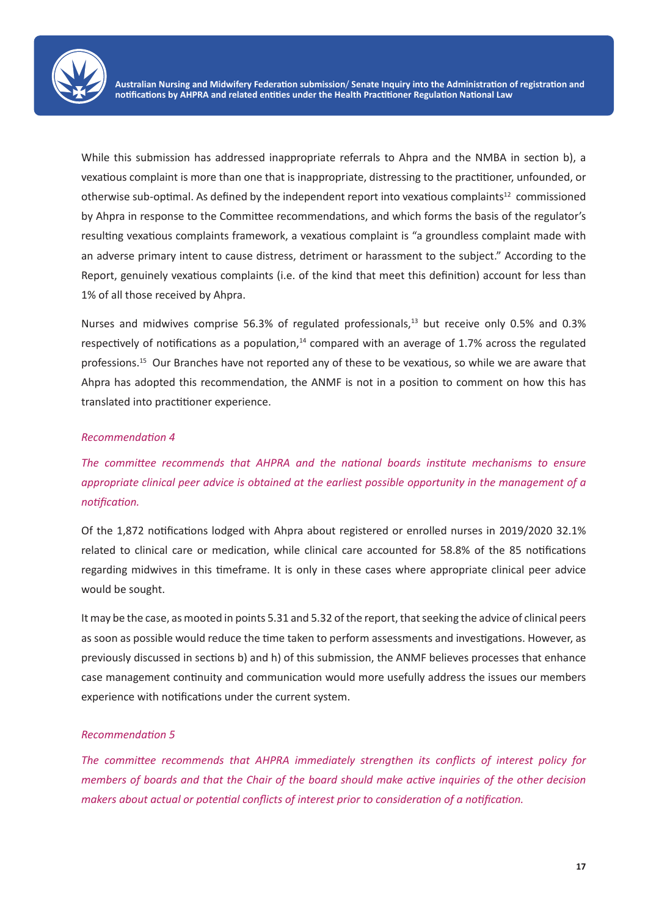While this submission has addressed inappropriate referrals to Ahpra and the NMBA in section b), a vexatious complaint is more than one that is inappropriate, distressing to the practitioner, unfounded, or otherwise sub-optimal. As defined by the independent report into vexatious complaints[12] commissioned by Ahpra in response to the Committee recommendations, and which forms the basis of the regulator's resulting vexatious complaints framework, a vexatious complaint is "a groundless complaint made with an adverse primary intent to cause distress, detriment or harassment to the subject." According to the Report, genuinely vexatious complaints (i.e. of the kind that meet this definition) account for less than 1% of all those received by Ahpra.

Nurses and midwives comprise 56.3% of regulated professionals,[13] but receive only 0.5% and 0.3% respectively of notifications as a population,[14] compared with an average of 1.7% across the regulated professions.[15] Our Branches have not reported any of these to be vexatious, so while we are aware that Ahpra has adopted this recommendation, the ANMF is not in a position to comment on how this has translated into practitioner experience.

*Recommendation 4*

*The committee recommends that AHPRA and the national boards institute mechanisms to ensure appropriate clinical peer advice is obtained at the earliest possible opportunity in the management of a notification.*

Of the 1,872 notifications lodged with Ahpra about registered or enrolled nurses in 2019/2020 32.1% related to clinical care or medication, while clinical care accounted for 58.8% of the 85 notifications regarding midwives in this timeframe. It is only in these cases where appropriate clinical peer advice would be sought.

It may be the case, as mooted in points 5.31 and 5.32 of the report, that seeking the advice of clinical peers as soon as possible would reduce the time taken to perform assessments and investigations. However, as previously discussed in sections b) and h) of this submission, the ANMF believes processes that enhance case management continuity and communication would more usefully address the issues our members experience with notifications under the current system.

*Recommendation 5*

*The committee recommends that AHPRA immediately strengthen its conflicts of interest policy for members of boards and that the Chair of the board should make active inquiries of the other decision makers about actual or potential conflicts of interest prior to consideration of a notification.*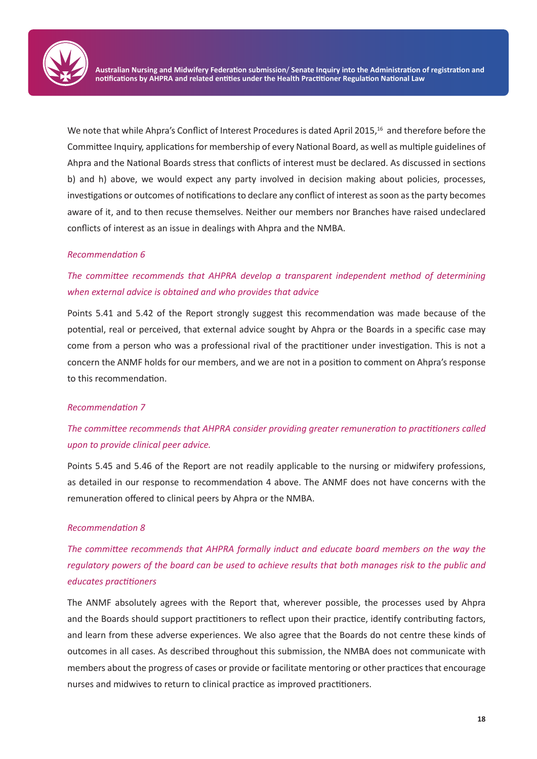We note that while Ahpra's Conflict of Interest Procedures is dated April 2015,[16] and therefore before the Committee Inquiry, applications for membership of every National Board, as well as multiple guidelines of Ahpra and the National Boards stress that conflicts of interest must be declared. As discussed in sections b) and h) above, we would expect any party involved in decision making about policies, processes, investigations or outcomes of notifications to declare any conflict of interest as soon as the party becomes aware of it, and to then recuse themselves. Neither our members nor Branches have raised undeclared conflicts of interest as an issue in dealings with Ahpra and the NMBA.

*Recommendation 6*

*The committee recommends that AHPRA develop a transparent independent method of determining when external advice is obtained and who provides that advice*

Points 5.41 and 5.42 of the Report strongly suggest this recommendation was made because of the potential, real or perceived, that external advice sought by Ahpra or the Boards in a specific case may come from a person who was a professional rival of the practitioner under investigation. This is not a concern the ANMF holds for our members, and we are not in a position to comment on Ahpra's response to this recommendation.

*Recommendation 7*

*The committee recommends that AHPRA consider providing greater remuneration to practitioners called upon to provide clinical peer advice.*

Points 5.45 and 5.46 of the Report are not readily applicable to the nursing or midwifery professions, as detailed in our response to recommendation 4 above. The ANMF does not have concerns with the remuneration offered to clinical peers by Ahpra or the NMBA.

*Recommendation 8*

*The committee recommends that AHPRA formally induct and educate board members on the way the regulatory powers of the board can be used to achieve results that both manages risk to the public and educates practitioners*

The ANMF absolutely agrees with the Report that, wherever possible, the processes used by Ahpra and the Boards should support practitioners to reflect upon their practice, identify contributing factors, and learn from these adverse experiences. We also agree that the Boards do not centre these kinds of outcomes in all cases. As described throughout this submission, the NMBA does not communicate with members about the progress of cases or provide or facilitate mentoring or other practices that encourage nurses and midwives to return to clinical practice as improved practitioners.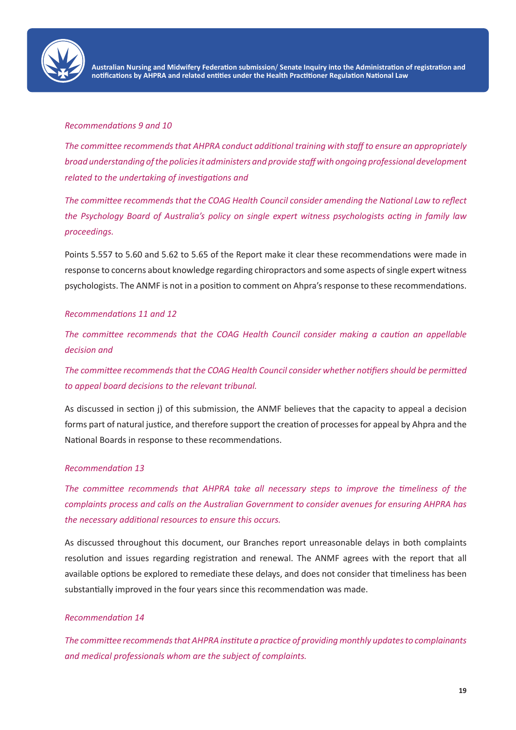*Recommendations 9 and 10*

*The committee recommends that AHPRA conduct additional training with staff to ensure an appropriately broad understanding of the policies it administers and provide staff with ongoing professional development related to the undertaking of investigations and*

*The committee recommends that the COAG Health Council consider amending the National Law to reflect the Psychology Board of Australia's policy on single expert witness psychologists acting in family law proceedings.*

Points 5.557 to 5.60 and 5.62 to 5.65 of the Report make it clear these recommendations were made in response to concerns about knowledge regarding chiropractors and some aspects of single expert witness psychologists. The ANMF is not in a position to comment on Ahpra's response to these recommendations.

*Recommendations 11 and 12*

*The committee recommends that the COAG Health Council consider making a caution an appellable decision and*

*The committee recommends that the COAG Health Council consider whether notifiers should be permitted to appeal board decisions to the relevant tribunal.*

As discussed in section j) of this submission, the ANMF believes that the capacity to appeal a decision forms part of natural justice, and therefore support the creation of processes for appeal by Ahpra and the National Boards in response to these recommendations.

*Recommendation 13*

*The committee recommends that AHPRA take all necessary steps to improve the timeliness of the complaints process and calls on the Australian Government to consider avenues for ensuring AHPRA has the necessary additional resources to ensure this occurs.*

As discussed throughout this document, our Branches report unreasonable delays in both complaints resolution and issues regarding registration and renewal. The ANMF agrees with the report that all available options be explored to remediate these delays, and does not consider that timeliness has been substantially improved in the four years since this recommendation was made.

*Recommendation 14*

*The committee recommends that AHPRA institute a practice of providing monthly updates to complainants and medical professionals whom are the subject of complaints.*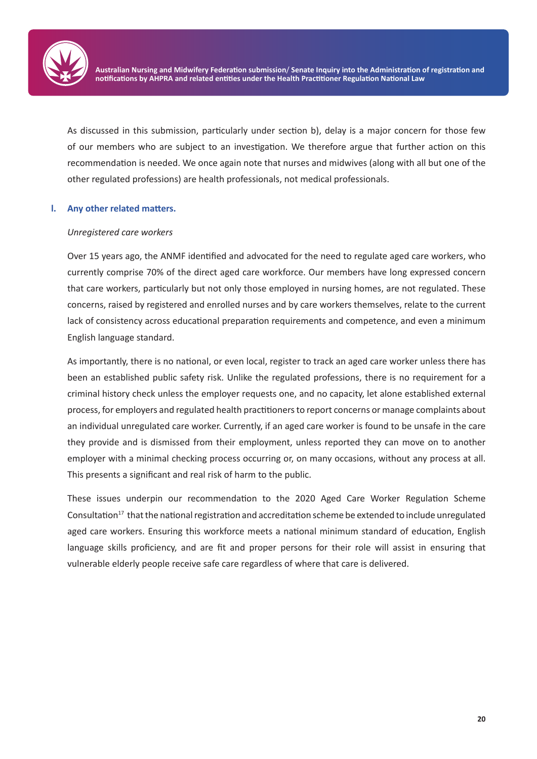As discussed in this submission, particularly under section b), delay is a major concern for those few of our members who are subject to an investigation. We therefore argue that further action on this recommendation is needed. We once again note that nurses and midwives (along with all but one of the other regulated professions) are health professionals, not medical professionals.

## l. Any other related matters.

*Unregistered care workers*

Over 15 years ago, the ANMF identified and advocated for the need to regulate aged care workers, who currently comprise 70% of the direct aged care workforce. Our members have long expressed concern that care workers, particularly but not only those employed in nursing homes, are not regulated. These concerns, raised by registered and enrolled nurses and by care workers themselves, relate to the current lack of consistency across educational preparation requirements and competence, and even a minimum English language standard.

As importantly, there is no national, or even local, register to track an aged care worker unless there has been an established public safety risk. Unlike the regulated professions, there is no requirement for a criminal history check unless the employer requests one, and no capacity, let alone established external process, for employers and regulated health practitioners to report concerns or manage complaints about an individual unregulated care worker. Currently, if an aged care worker is found to be unsafe in the care they provide and is dismissed from their employment, unless reported they can move on to another employer with a minimal checking process occurring or, on many occasions, without any process at all. This presents a significant and real risk of harm to the public.

These issues underpin our recommendation to the 2020 Aged Care Worker Regulation Scheme Consultation[17] that the national registration and accreditation scheme be extended to include unregulated aged care workers. Ensuring this workforce meets a national minimum standard of education, English language skills proficiency, and are fit and proper persons for their role will assist in ensuring that vulnerable elderly people receive safe care regardless of where that care is delivered.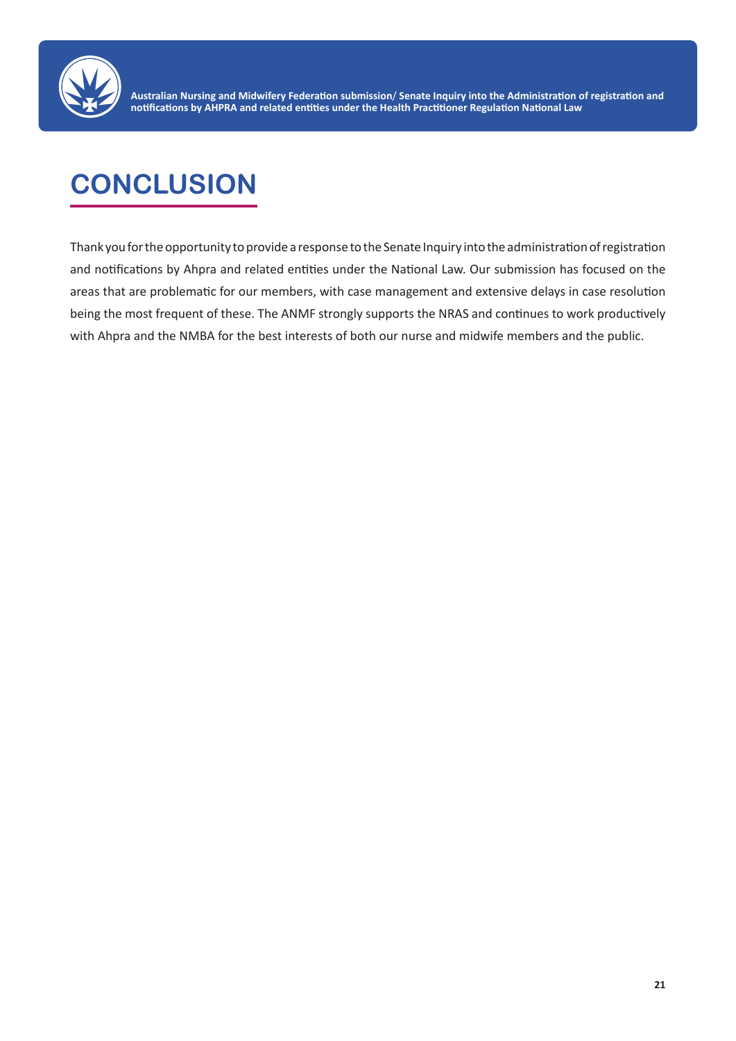# CONCLUSION

Thank you for the opportunity to provide a response to the Senate Inquiry into the administration of registration and notifications by Ahpra and related entities under the National Law. Our submission has focused on the areas that are problematic for our members, with case management and extensive delays in case resolution being the most frequent of these. The ANMF strongly supports the NRAS and continues to work productively with Ahpra and the NMBA for the best interests of both our nurse and midwife members and the public.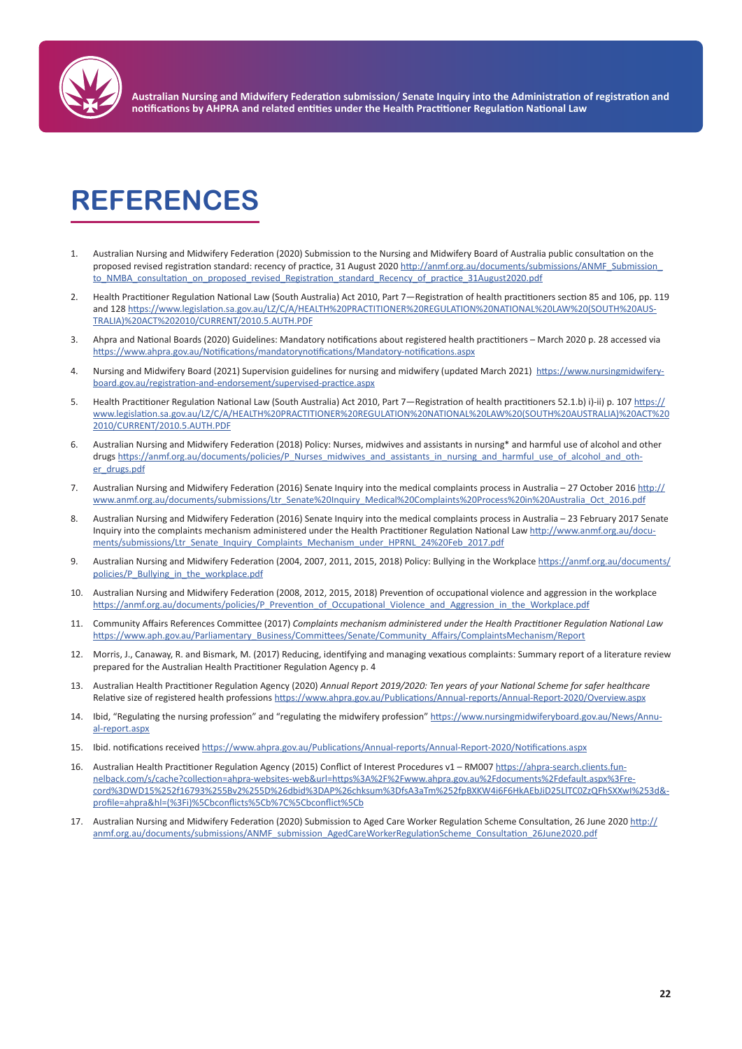# REFERENCES

1. Australian Nursing and Midwifery Federation (2020) Submission to the Nursing and Midwifery Board of Australia public consultation on the proposed revised registration standard: recency of practice, 31 August 2020 http://anmf.org.au/documents/submissions/ANMF_Submission_to_NMBA_consultation_on_proposed_revised_Registration_standard_Recency_of_practice_31August2020.pdf
2. Health Practitioner Regulation National Law (South Australia) Act 2010, Part 7—Registration of health practitioners section 85 and 106, pp. 119 and 128 https://www.legislation.sa.gov.au/LZ/C/A/HEALTH%20PRACTITIONER%20REGULATION%20NATIONAL%20LAW%20(SOUTH%20AUSTRALIA)%20ACT%202010/CURRENT/2010.5.AUTH.PDF
3. Ahpra and National Boards (2020) Guidelines: Mandatory notifications about registered health practitioners – March 2020 p. 28 accessed via https://www.ahpra.gov.au/Notifications/mandatorynotifications/Mandatory-notifications.aspx
4. Nursing and Midwifery Board (2021) Supervision guidelines for nursing and midwifery (updated March 2021) https://www.nursingmidwiferyboard.gov.au/registration-and-endorsement/supervised-practice.aspx
5. Health Practitioner Regulation National Law (South Australia) Act 2010, Part 7—Registration of health practitioners 52.1.b) i)-ii) p. 107 https://www.legislation.sa.gov.au/LZ/C/A/HEALTH%20PRACTITIONER%20REGULATION%20NATIONAL%20LAW%20(SOUTH%20AUSTRALIA)%20ACT%202010/CURRENT/2010.5.AUTH.PDF
6. Australian Nursing and Midwifery Federation (2018) Policy: Nurses, midwives and assistants in nursing* and harmful use of alcohol and other drugs https://anmf.org.au/documents/policies/P_Nurses_midwives_and_assistants_in_nursing_and_harmful_use_of_alcohol_and_other_drugs.pdf
7. Australian Nursing and Midwifery Federation (2016) Senate Inquiry into the medical complaints process in Australia – 27 October 2016 http://www.anmf.org.au/documents/submissions/Ltr_Senate%20Inquiry_Medical%20Complaints%20Process%20in%20Australia_Oct_2016.pdf
8. Australian Nursing and Midwifery Federation (2016) Senate Inquiry into the medical complaints process in Australia – 23 February 2017 Senate Inquiry into the complaints mechanism administered under the Health Practitioner Regulation National Law http://www.anmf.org.au/documents/submissions/Ltr_Senate_Inquiry_Complaints_Mechanism_under_HPRNL_24%20Feb_2017.pdf
9. Australian Nursing and Midwifery Federation (2004, 2007, 2011, 2015, 2018) Policy: Bullying in the Workplace https://anmf.org.au/documents/policies/P_Bullying_in_the_workplace.pdf
10. Australian Nursing and Midwifery Federation (2008, 2012, 2015, 2018) Prevention of occupational violence and aggression in the workplace https://anmf.org.au/documents/policies/P_Prevention_of_Occupational_Violence_and_Aggression_in_the_Workplace.pdf
11. Community Affairs References Committee (2017) *Complaints mechanism administered under the Health Practitioner Regulation National Law* https://www.aph.gov.au/Parliamentary_Business/Committees/Senate/Community_Affairs/ComplaintsMechanism/Report
12. Morris, J., Canaway, R. and Bismark, M. (2017) Reducing, identifying and managing vexatious complaints: Summary report of a literature review prepared for the Australian Health Practitioner Regulation Agency p. 4
13. Australian Health Practitioner Regulation Agency (2020) *Annual Report 2019/2020: Ten years of your National Scheme for safer healthcare* Relative size of registered health professions https://www.ahpra.gov.au/Publications/Annual-reports/Annual-Report-2020/Overview.aspx
14. Ibid, "Regulating the nursing profession" and "regulating the midwifery profession" https://www.nursingmidwiferyboard.gov.au/News/Annual-report.aspx
15. Ibid. notifications received https://www.ahpra.gov.au/Publications/Annual-reports/Annual-Report-2020/Notifications.aspx
16. Australian Health Practitioner Regulation Agency (2015) Conflict of Interest Procedures v1 – RM007 https://ahpra-search.clients.funnelback.com/s/cache?collection=ahpra-websites-web&url=https%3A%2F%2Fwww.ahpra.gov.au%2Fdocuments%2Fdefault.aspx%3Frecord%3DWD15%252f16793%255Bv2%255D%26dbid%3DAP%26chksum%3DfsA3aTm%252fpBXKW4i6F6HkAEbJiD25LlTC0ZzQFhSXXwI%253d&-profile=ahpra&hl=(%3Fi)%5Cbconflicts%5Cb%7C%5Cbconflict%5Cb
17. Australian Nursing and Midwifery Federation (2020) Submission to Aged Care Worker Regulation Scheme Consultation, 26 June 2020 http://anmf.org.au/documents/submissions/ANMF_submission_AgedCareWorkerRegulationScheme_Consultation_26June2020.pdf